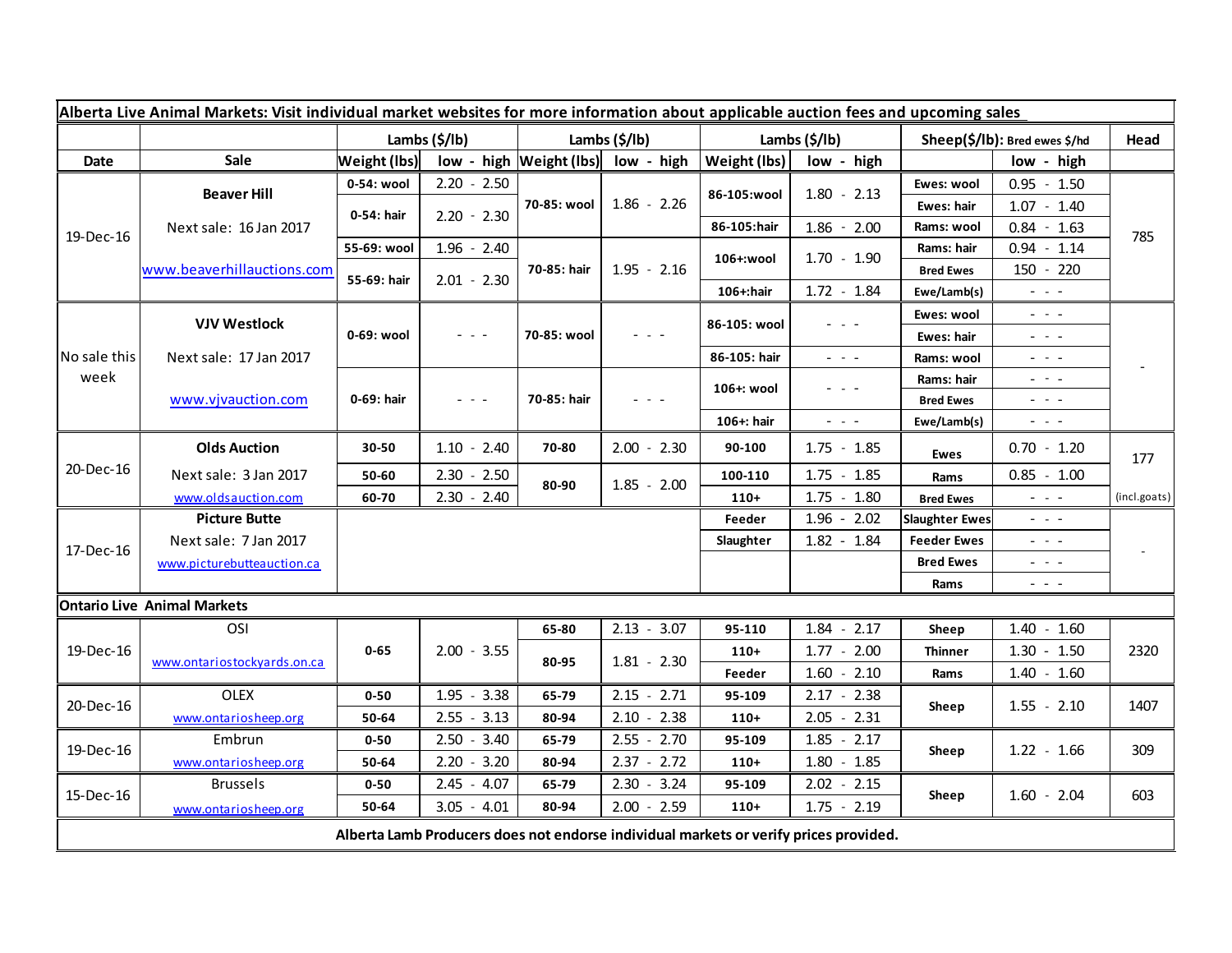| Alberta Live Animal Markets: Visit individual market websites for more information about applicable auction fees and upcoming sales | | | | | | | | | | | |
|---|---|---|---|---|---|---|---|---|---|---|---|
| | | Lambs ($/lb) | | Lambs ($/lb) | | Lambs ($/lb) | | Sheep($/lb): Bred ewes $/hd | | Head |
| Date | Sale | Weight (lbs) | low - high | Weight (lbs) | low - high | Weight (lbs) | low - high | | low - high | |
| 19-Dec-16 | Beaver Hill | 0-54: wool | 2.20 - 2.50 | 70-85: wool | 1.86 - 2.26 | 86-105:wool | 1.80 - 2.13 | Ewes: wool | 0.95 - 1.50 | 785 |
| | Next sale: 16 Jan 2017 | 0-54: hair | 2.20 - 2.30 | | | | | Ewes: hair | 1.07 - 1.40 | |
| | | | | | | 86-105:hair | 1.86 - 2.00 | Rams: wool | 0.84 - 1.63 | |
| | www.beaverhillauctions.com | 55-69: wool | 1.96 - 2.40 | 70-85: hair | 1.95 - 2.16 | 106+:wool | 1.70 - 1.90 | Rams: hair | 0.94 - 1.14 | |
| | | 55-69: hair | 2.01 - 2.30 | | | | | Bred Ewes | 150 - 220 | |
| | | | | | | 106+:hair | 1.72 - 1.84 | Ewe/Lamb(s) | - - - | |
| No sale this week | VJV Westlock | 0-69: wool | - - - | 70-85: wool | - - - | 86-105: wool | - - - | Ewes: wool | - - - | - |
| | Next sale: 17 Jan 2017 | | | | | | | Ewes: hair | - - - | |
| | | | | | | 86-105: hair | - - - | Rams: wool | - - - | |
| | www.vjvauction.com | 0-69: hair | - - - | 70-85: hair | - - - | 106+: wool | - - - | Rams: hair | - - - | |
| | | | | | | | | Bred Ewes | - - - | |
| | | | | | | 106+: hair | - - - | Ewe/Lamb(s) | - - - | |
| 20-Dec-16 | Olds Auction | 30-50 | 1.10 - 2.40 | 70-80 | 2.00 - 2.30 | 90-100 | 1.75 - 1.85 | Ewes | 0.70 - 1.20 | 177 |
| | Next sale: 3 Jan 2017 | 50-60 | 2.30 - 2.50 | 80-90 | 1.85 - 2.00 | 100-110 | 1.75 - 1.85 | Rams | 0.85 - 1.00 | |
| | www.oldsauction.com | 60-70 | 2.30 - 2.40 | | | 110+ | 1.75 - 1.80 | Bred Ewes | - - - | (incl.goats) |
| 17-Dec-16 | Picture Butte | | | | | Feeder | 1.96 - 2.02 | Slaughter Ewes | - - - | - |
| | Next sale: 7 Jan 2017 | | | | | Slaughter | 1.82 - 1.84 | Feeder Ewes | - - - | |
| | www.picturebutteauction.ca | | | | | | | Bred Ewes | - - - | |
| | | | | | | | | Rams | - - - | |
| **Ontario Live Animal Markets** | | | | | | | | | | |
| 19-Dec-16 | OSI | 0-65 | 2.00 - 3.55 | 65-80 | 2.13 - 3.07 | 95-110 | 1.84 - 2.17 | Sheep | 1.40 - 1.60 | 2320 |
| | www.ontariostockyards.on.ca | | | 80-95 | 1.81 - 2.30 | 110+ | 1.77 - 2.00 | Thinner | 1.30 - 1.50 | |
| | | | | | | Feeder | 1.60 - 2.10 | Rams | 1.40 - 1.60 | |
| 20-Dec-16 | OLEX | 0-50 | 1.95 - 3.38 | 65-79 | 2.15 - 2.71 | 95-109 | 2.17 - 2.38 | Sheep | 1.55 - 2.10 | 1407 |
| | www.ontariosheep.org | 50-64 | 2.55 - 3.13 | 80-94 | 2.10 - 2.38 | 110+ | 2.05 - 2.31 | | | |
| 19-Dec-16 | Embrun | 0-50 | 2.50 - 3.40 | 65-79 | 2.55 - 2.70 | 95-109 | 1.85 - 2.17 | Sheep | 1.22 - 1.66 | 309 |
| | www.ontariosheep.org | 50-64 | 2.20 - 3.20 | 80-94 | 2.37 - 2.72 | 110+ | 1.80 - 1.85 | | | |
| 15-Dec-16 | Brussels | 0-50 | 2.45 - 4.07 | 65-79 | 2.30 - 3.24 | 95-109 | 2.02 - 2.15 | Sheep | 1.60 - 2.04 | 603 |
| | www.ontariosheep.org | 50-64 | 3.05 - 4.01 | 80-94 | 2.00 - 2.59 | 110+ | 1.75 - 2.19 | | | |

**Alberta Lamb Producers does not endorse individual markets or verify prices provided.**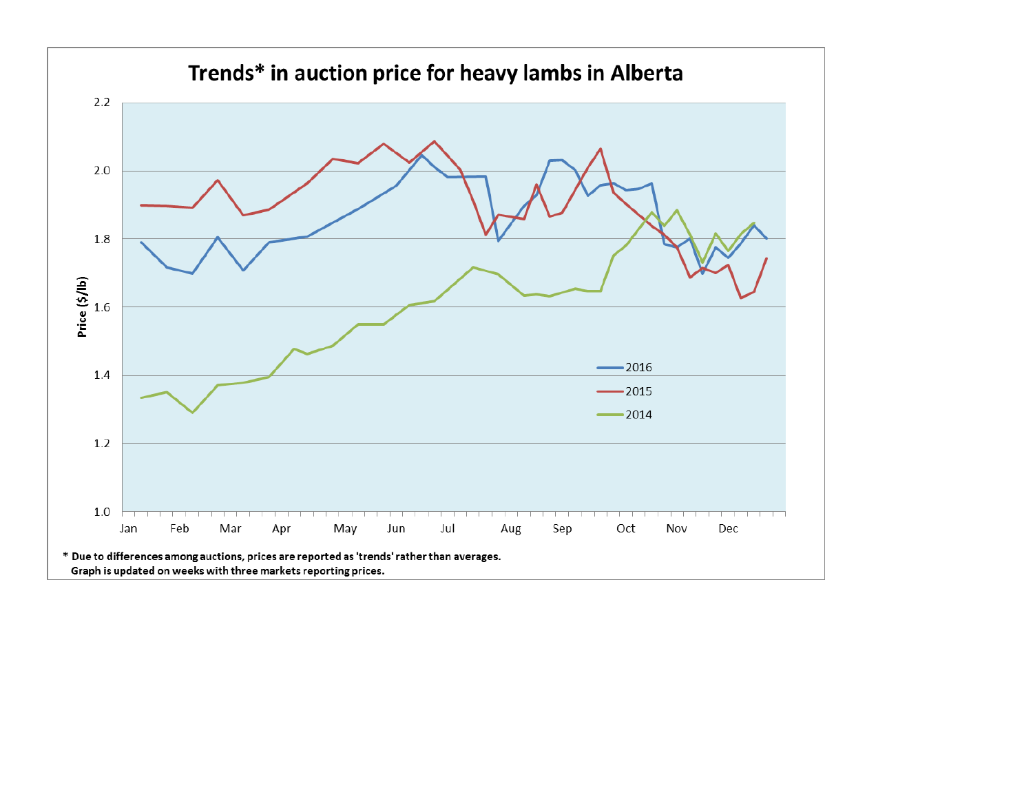# Trends* in auction price for heavy lambs in Alberta

Price ($/lb)

2.2
2.0
1.8
1.6
1.4
1.2
1.0

Jan Feb Mar Apr May Jun Jul Aug Sep Oct Nov Dec

2016
2015
2014

\* Due to differences among auctions, prices are reported as 'trends' rather than averages.
Graph is updated on weeks with three markets reporting prices.